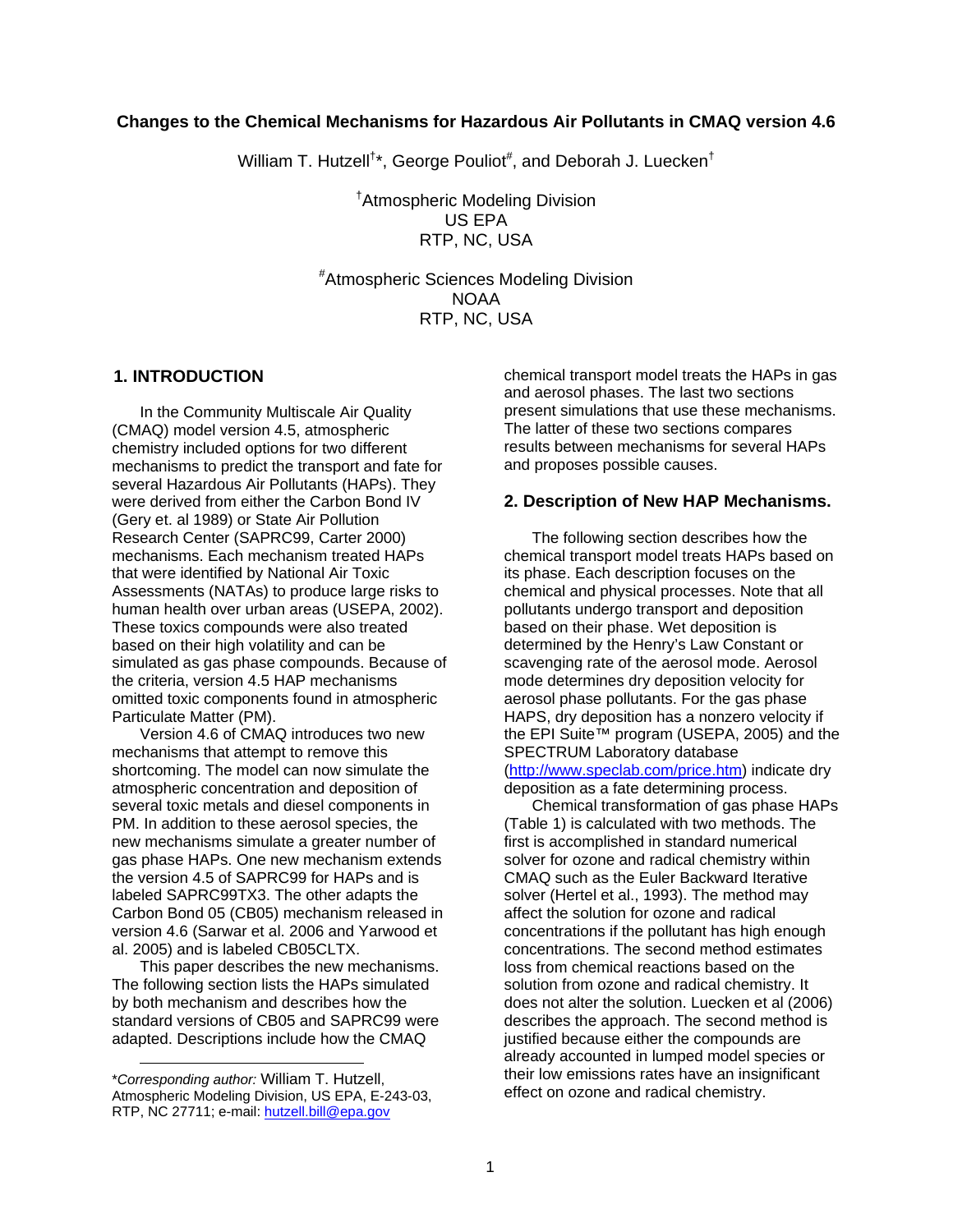# Changes to the Chemical Mechanisms for Hazardous Air Pollutants in CMAQ version 4.6

William T. Hutzell[†]*, George Pouliot[#], and Deborah J. Luecken[†]

[†]Atmospheric Modeling Division
US EPA
RTP, NC, USA

[#]Atmospheric Sciences Modeling Division
NOAA
RTP, NC, USA

## 1. INTRODUCTION

In the Community Multiscale Air Quality (CMAQ) model version 4.5, atmospheric chemistry included options for two different mechanisms to predict the transport and fate for several Hazardous Air Pollutants (HAPs). They were derived from either the Carbon Bond IV (Gery et. al 1989) or State Air Pollution Research Center (SAPRC99, Carter 2000) mechanisms. Each mechanism treated HAPs that were identified by National Air Toxic Assessments (NATAs) to produce large risks to human health over urban areas (USEPA, 2002). These toxics compounds were also treated based on their high volatility and can be simulated as gas phase compounds. Because of the criteria, version 4.5 HAP mechanisms omitted toxic components found in atmospheric Particulate Matter (PM).

Version 4.6 of CMAQ introduces two new mechanisms that attempt to remove this shortcoming. The model can now simulate the atmospheric concentration and deposition of several toxic metals and diesel components in PM. In addition to these aerosol species, the new mechanisms simulate a greater number of gas phase HAPs. One new mechanism extends the version 4.5 of SAPRC99 for HAPs and is labeled SAPRC99TX3. The other adapts the Carbon Bond 05 (CB05) mechanism released in version 4.6 (Sarwar et al. 2006 and Yarwood et al. 2005) and is labeled CB05CLTX.

This paper describes the new mechanisms. The following section lists the HAPs simulated by both mechanism and describes how the standard versions of CB05 and SAPRC99 were adapted. Descriptions include how the CMAQ chemical transport model treats the HAPs in gas and aerosol phases. The last two sections present simulations that use these mechanisms. The latter of these two sections compares results between mechanisms for several HAPs and proposes possible causes.

## 2. Description of New HAP Mechanisms.

The following section describes how the chemical transport model treats HAPs based on its phase. Each description focuses on the chemical and physical processes. Note that all pollutants undergo transport and deposition based on their phase. Wet deposition is determined by the Henry's Law Constant or scavenging rate of the aerosol mode. Aerosol mode determines dry deposition velocity for aerosol phase pollutants. For the gas phase HAPS, dry deposition has a nonzero velocity if the EPI Suite™ program (USEPA, 2005) and the SPECTRUM Laboratory database (http://www.speclab.com/price.htm) indicate dry deposition as a fate determining process.

Chemical transformation of gas phase HAPs (Table 1) is calculated with two methods. The first is accomplished in standard numerical solver for ozone and radical chemistry within CMAQ such as the Euler Backward Iterative solver (Hertel et al., 1993). The method may affect the solution for ozone and radical concentrations if the pollutant has high enough concentrations. The second method estimates loss from chemical reactions based on the solution from ozone and radical chemistry. It does not alter the solution. Luecken et al (2006) describes the approach. The second method is justified because either the compounds are already accounted in lumped model species or their low emissions rates have an insignificant effect on ozone and radical chemistry.

---

**Corresponding author:* William T. Hutzell, Atmospheric Modeling Division, US EPA, E-243-03, RTP, NC 27711; e-mail: hutzell.bill@epa.gov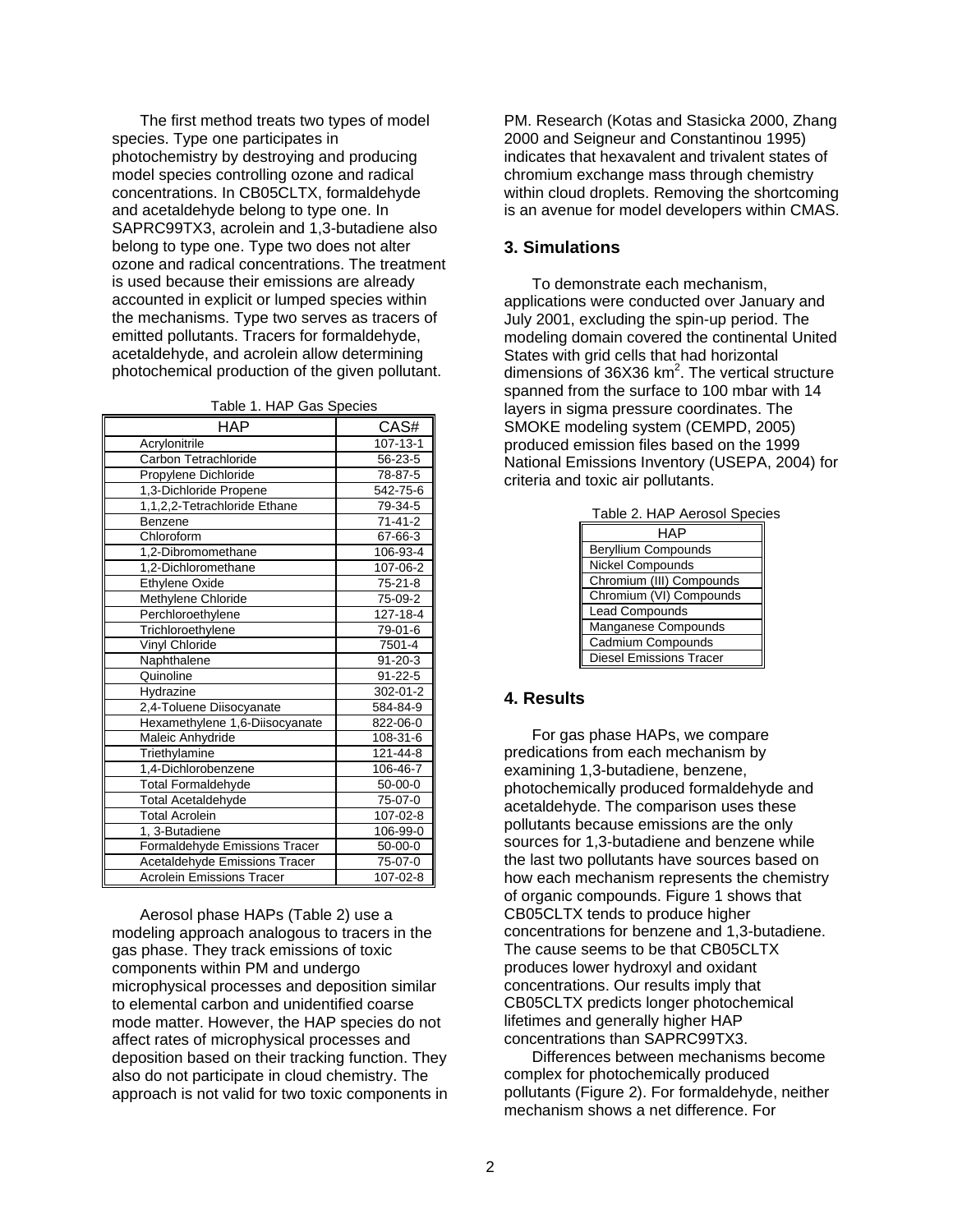The first method treats two types of model species. Type one participates in photochemistry by destroying and producing model species controlling ozone and radical concentrations. In CB05CLTX, formaldehyde and acetaldehyde belong to type one. In SAPRC99TX3, acrolein and 1,3-butadiene also belong to type one. Type two does not alter ozone and radical concentrations. The treatment is used because their emissions are already accounted in explicit or lumped species within the mechanisms. Type two serves as tracers of emitted pollutants. Tracers for formaldehyde, acetaldehyde, and acrolein allow determining photochemical production of the given pollutant.

Table 1. HAP Gas Species

| HAP | CAS# |
|---|---|
| Acrylonitrile | 107-13-1 |
| Carbon Tetrachloride | 56-23-5 |
| Propylene Dichloride | 78-87-5 |
| 1,3-Dichloride Propene | 542-75-6 |
| 1,1,2,2-Tetrachloride Ethane | 79-34-5 |
| Benzene | 71-41-2 |
| Chloroform | 67-66-3 |
| 1,2-Dibromomethane | 106-93-4 |
| 1,2-Dichloromethane | 107-06-2 |
| Ethylene Oxide | 75-21-8 |
| Methylene Chloride | 75-09-2 |
| Perchloroethylene | 127-18-4 |
| Trichloroethylene | 79-01-6 |
| Vinyl Chloride | 7501-4 |
| Naphthalene | 91-20-3 |
| Quinoline | 91-22-5 |
| Hydrazine | 302-01-2 |
| 2,4-Toluene Diisocyanate | 584-84-9 |
| Hexamethylene 1,6-Diisocyanate | 822-06-0 |
| Maleic Anhydride | 108-31-6 |
| Triethylamine | 121-44-8 |
| 1,4-Dichlorobenzene | 106-46-7 |
| Total Formaldehyde | 50-00-0 |
| Total Acetaldehyde | 75-07-0 |
| Total Acrolein | 107-02-8 |
| 1, 3-Butadiene | 106-99-0 |
| Formaldehyde Emissions Tracer | 50-00-0 |
| Acetaldehyde Emissions Tracer | 75-07-0 |
| Acrolein Emissions Tracer | 107-02-8 |

Aerosol phase HAPs (Table 2) use a modeling approach analogous to tracers in the gas phase. They track emissions of toxic components within PM and undergo microphysical processes and deposition similar to elemental carbon and unidentified coarse mode matter. However, the HAP species do not affect rates of microphysical processes and deposition based on their tracking function. They also do not participate in cloud chemistry. The approach is not valid for two toxic components in PM. Research (Kotas and Stasicka 2000, Zhang 2000 and Seigneur and Constantinou 1995) indicates that hexavalent and trivalent states of chromium exchange mass through chemistry within cloud droplets. Removing the shortcoming is an avenue for model developers within CMAS.

## 3. Simulations

To demonstrate each mechanism, applications were conducted over January and July 2001, excluding the spin-up period. The modeling domain covered the continental United States with grid cells that had horizontal dimensions of 36X36 $km^2$. The vertical structure spanned from the surface to 100 mbar with 14 layers in sigma pressure coordinates. The SMOKE modeling system (CEMPD, 2005) produced emission files based on the 1999 National Emissions Inventory (USEPA, 2004) for criteria and toxic air pollutants.

Table 2. HAP Aerosol Species

| HAP |
|---|
| Beryllium Compounds |
| Nickel Compounds |
| Chromium (III) Compounds |
| Chromium (VI) Compounds |
| Lead Compounds |
| Manganese Compounds |
| Cadmium Compounds |
| Diesel Emissions Tracer |

## 4. Results

For gas phase HAPs, we compare predications from each mechanism by examining 1,3-butadiene, benzene, photochemically produced formaldehyde and acetaldehyde. The comparison uses these pollutants because emissions are the only sources for 1,3-butadiene and benzene while the last two pollutants have sources based on how each mechanism represents the chemistry of organic compounds. Figure 1 shows that CB05CLTX tends to produce higher concentrations for benzene and 1,3-butadiene. The cause seems to be that CB05CLTX produces lower hydroxyl and oxidant concentrations. Our results imply that CB05CLTX predicts longer photochemical lifetimes and generally higher HAP concentrations than SAPRC99TX3.

Differences between mechanisms become complex for photochemically produced pollutants (Figure 2). For formaldehyde, neither mechanism shows a net difference. For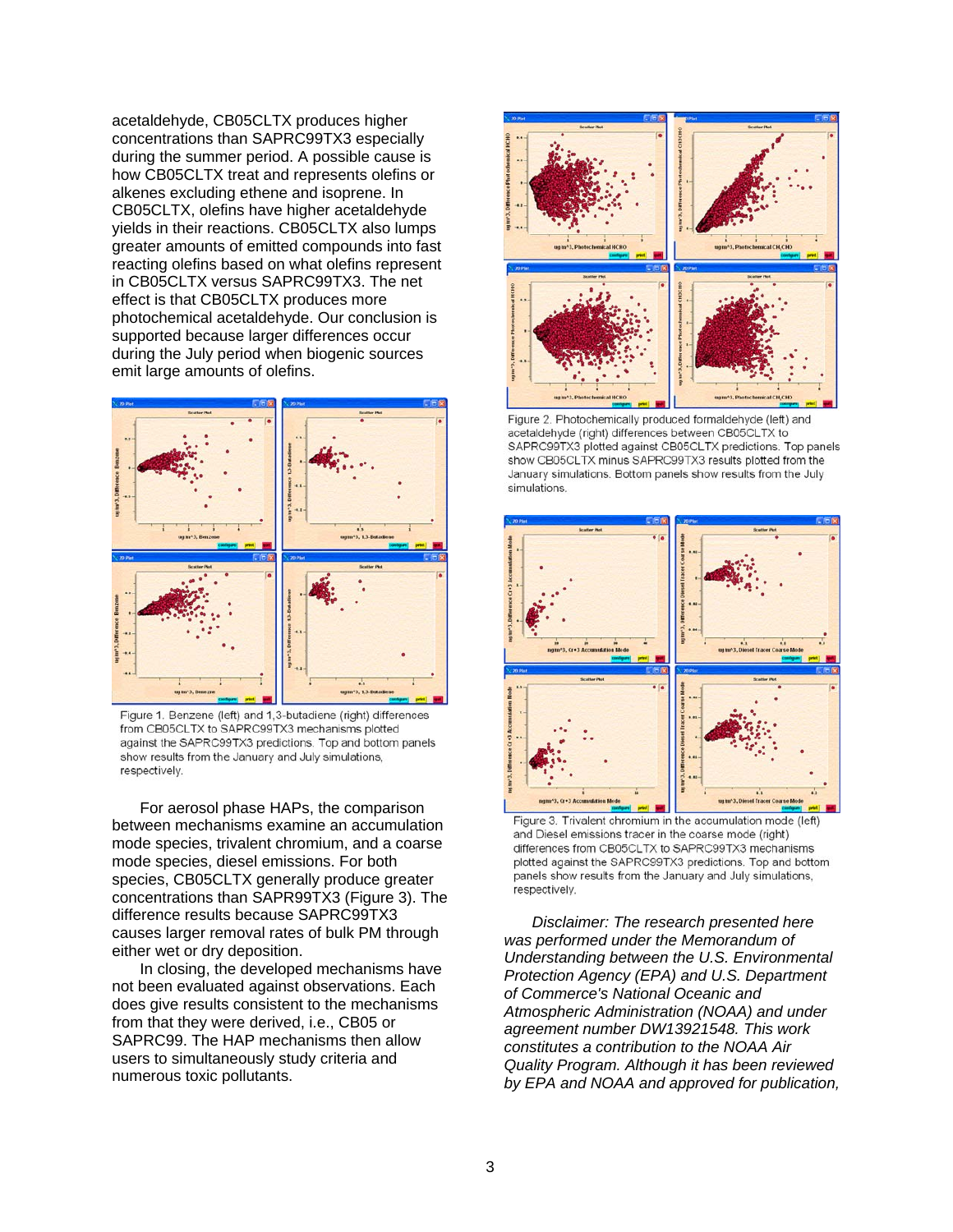acetaldehyde, CB05CLTX produces higher concentrations than SAPRC99TX3 especially during the summer period. A possible cause is how CB05CLTX treat and represents olefins or alkenes excluding ethene and isoprene. In CB05CLTX, olefins have higher acetaldehyde yields in their reactions. CB05CLTX also lumps greater amounts of emitted compounds into fast reacting olefins based on what olefins represent in CB05CLTX versus SAPRC99TX3. The net effect is that CB05CLTX produces more photochemical acetaldehyde. Our conclusion is supported because larger differences occur during the July period when biogenic sources emit large amounts of olefins.

Figure 1. Benzene (left) and 1,3-butadiene (right) differences from CB05CLTX to SAPRC99TX3 mechanisms plotted against the SAPRC99TX3 predictions. Top and bottom panels show results from the January and July simulations, respectively.

For aerosol phase HAPs, the comparison between mechanisms examine an accumulation mode species, trivalent chromium, and a coarse mode species, diesel emissions. For both species, CB05CLTX generally produce greater concentrations than SAPR99TX3 (Figure 3). The difference results because SAPRC99TX3 causes larger removal rates of bulk PM through either wet or dry deposition.

In closing, the developed mechanisms have not been evaluated against observations. Each does give results consistent to the mechanisms from that they were derived, i.e., CB05 or SAPRC99. The HAP mechanisms then allow users to simultaneously study criteria and numerous toxic pollutants.

Figure 2. Photochemically produced formaldehyde (left) and acetaldehyde (right) differences between CB05CLTX to SAPRC99TX3 plotted against CB05CLTX predictions. Top panels show CB05CLTX minus SAPRC99TX3 results plotted from the January simulations. Bottom panels show results from the July simulations.

Figure 3. Trivalent chromium in the accumulation mode (left) and Diesel emissions tracer in the coarse mode (right) differences from CB05CLTX to SAPRC99TX3 mechanisms plotted against the SAPRC99TX3 predictions. Top and bottom panels show results from the January and July simulations, respectively.

*Disclaimer: The research presented here was performed under the Memorandum of Understanding between the U.S. Environmental Protection Agency (EPA) and U.S. Department of Commerce's National Oceanic and Atmospheric Administration (NOAA) and under agreement number DW13921548. This work constitutes a contribution to the NOAA Air Quality Program. Although it has been reviewed by EPA and NOAA and approved for publication,*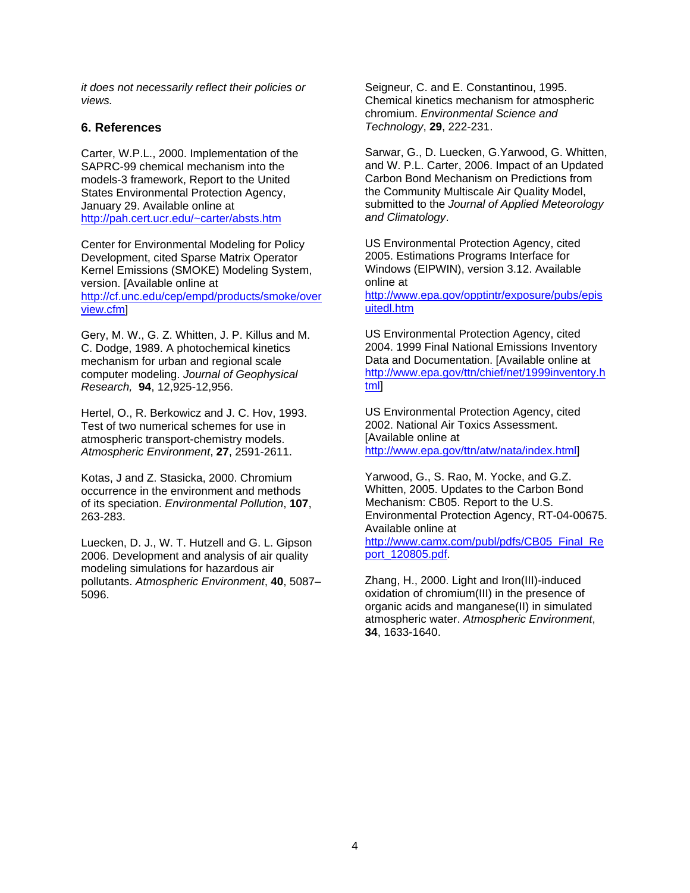*it does not necessarily reflect their policies or views.*

## 6. References

Carter, W.P.L., 2000. Implementation of the SAPRC-99 chemical mechanism into the models-3 framework, Report to the United States Environmental Protection Agency, January 29. Available online at http://pah.cert.ucr.edu/~carter/absts.htm

Center for Environmental Modeling for Policy Development, cited Sparse Matrix Operator Kernel Emissions (SMOKE) Modeling System, version. [Available online at http://cf.unc.edu/cep/empd/products/smoke/overview.cfm]

Gery, M. W., G. Z. Whitten, J. P. Killus and M. C. Dodge, 1989. A photochemical kinetics mechanism for urban and regional scale computer modeling. *Journal of Geophysical Research,* **94**, 12,925-12,956.

Hertel, O., R. Berkowicz and J. C. Hov, 1993. Test of two numerical schemes for use in atmospheric transport-chemistry models. *Atmospheric Environment*, **27**, 2591-2611.

Kotas, J and Z. Stasicka, 2000. Chromium occurrence in the environment and methods of its speciation. *Environmental Pollution*, **107**, 263-283.

Luecken, D. J., W. T. Hutzell and G. L. Gipson 2006. Development and analysis of air quality modeling simulations for hazardous air pollutants. *Atmospheric Environment*, **40**, 5087–5096.

Seigneur, C. and E. Constantinou, 1995. Chemical kinetics mechanism for atmospheric chromium. *Environmental Science and Technology*, **29**, 222-231.

Sarwar, G., D. Luecken, G.Yarwood, G. Whitten, and W. P.L. Carter, 2006. Impact of an Updated Carbon Bond Mechanism on Predictions from the Community Multiscale Air Quality Model, submitted to the *Journal of Applied Meteorology and Climatology*.

US Environmental Protection Agency, cited 2005. Estimations Programs Interface for Windows (EIPWIN), version 3.12. Available online at http://www.epa.gov/opptintr/exposure/pubs/episuitedl.htm

US Environmental Protection Agency, cited 2004. 1999 Final National Emissions Inventory Data and Documentation. [Available online at http://www.epa.gov/ttn/chief/net/1999inventory.html]

US Environmental Protection Agency, cited 2002. National Air Toxics Assessment. [Available online at http://www.epa.gov/ttn/atw/nata/index.html]

Yarwood, G., S. Rao, M. Yocke, and G.Z. Whitten, 2005. Updates to the Carbon Bond Mechanism: CB05. Report to the U.S. Environmental Protection Agency, RT-04-00675. Available online at http://www.camx.com/publ/pdfs/CB05_Final_Report_120805.pdf.

Zhang, H., 2000. Light and Iron(III)-induced oxidation of chromium(III) in the presence of organic acids and manganese(II) in simulated atmospheric water. *Atmospheric Environment*, **34**, 1633-1640.